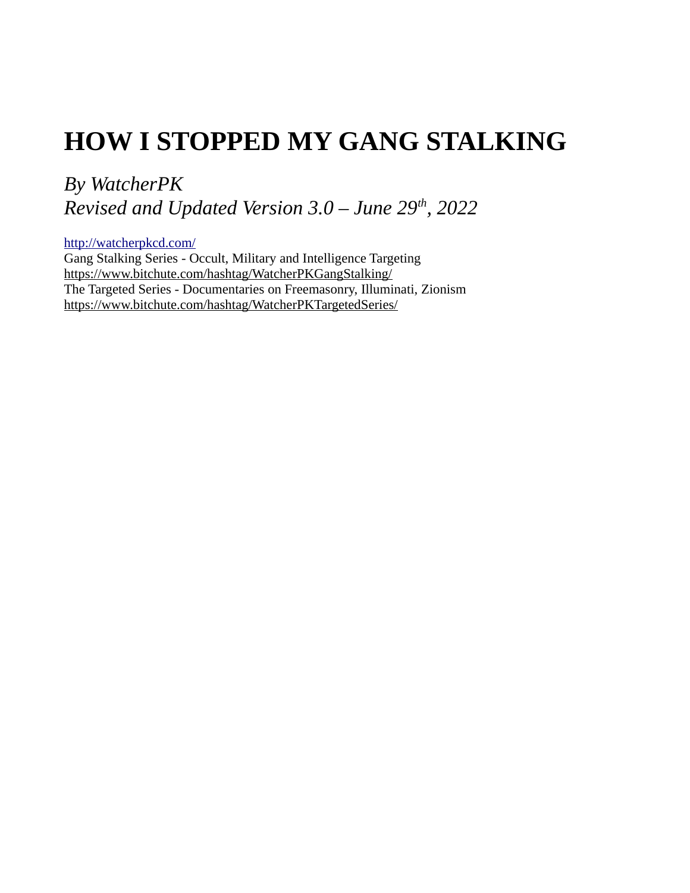# HOW I STOPPED MY GANG STALKING

*By WatcherPK*
*Revised and Updated Version 3.0 – June 29th, 2022*

[http://watcherpkcd.com/](http://watcherpkcd.com/)
Gang Stalking Series - Occult, Military and Intelligence Targeting
[https://www.bitchute.com/hashtag/WatcherPKGangStalking/](https://www.bitchute.com/hashtag/WatcherPKGangStalking/)
The Targeted Series - Documentaries on Freemasonry, Illuminati, Zionism
[https://www.bitchute.com/hashtag/WatcherPKTargetedSeries/](https://www.bitchute.com/hashtag/WatcherPKTargetedSeries/)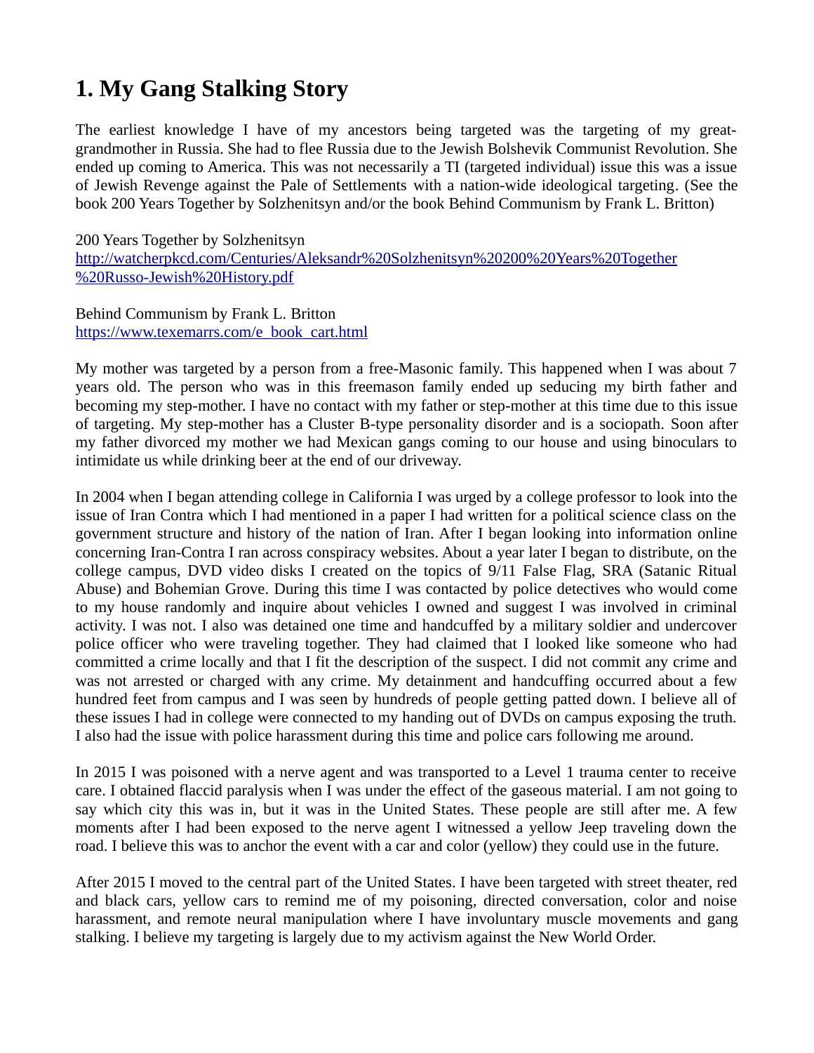# 1. My Gang Stalking Story

The earliest knowledge I have of my ancestors being targeted was the targeting of my great-grandmother in Russia. She had to flee Russia due to the Jewish Bolshevik Communist Revolution. She ended up coming to America. This was not necessarily a TI (targeted individual) issue this was a issue of Jewish Revenge against the Pale of Settlements with a nation-wide ideological targeting. (See the book 200 Years Together by Solzhenitsyn and/or the book Behind Communism by Frank L. Britton)

200 Years Together by Solzhenitsyn
http://watcherpkcd.com/Centuries/Aleksandr%20Solzhenitsyn%20200%20Years%20Together%20Russo-Jewish%20History.pdf

Behind Communism by Frank L. Britton
https://www.texemarrs.com/e_book_cart.html

My mother was targeted by a person from a free-Masonic family. This happened when I was about 7 years old. The person who was in this freemason family ended up seducing my birth father and becoming my step-mother. I have no contact with my father or step-mother at this time due to this issue of targeting. My step-mother has a Cluster B-type personality disorder and is a sociopath. Soon after my father divorced my mother we had Mexican gangs coming to our house and using binoculars to intimidate us while drinking beer at the end of our driveway.

In 2004 when I began attending college in California I was urged by a college professor to look into the issue of Iran Contra which I had mentioned in a paper I had written for a political science class on the government structure and history of the nation of Iran. After I began looking into information online concerning Iran-Contra I ran across conspiracy websites. About a year later I began to distribute, on the college campus, DVD video disks I created on the topics of 9/11 False Flag, SRA (Satanic Ritual Abuse) and Bohemian Grove. During this time I was contacted by police detectives who would come to my house randomly and inquire about vehicles I owned and suggest I was involved in criminal activity. I was not. I also was detained one time and handcuffed by a military soldier and undercover police officer who were traveling together. They had claimed that I looked like someone who had committed a crime locally and that I fit the description of the suspect. I did not commit any crime and was not arrested or charged with any crime. My detainment and handcuffing occurred about a few hundred feet from campus and I was seen by hundreds of people getting patted down. I believe all of these issues I had in college were connected to my handing out of DVDs on campus exposing the truth. I also had the issue with police harassment during this time and police cars following me around.

In 2015 I was poisoned with a nerve agent and was transported to a Level 1 trauma center to receive care. I obtained flaccid paralysis when I was under the effect of the gaseous material. I am not going to say which city this was in, but it was in the United States. These people are still after me. A few moments after I had been exposed to the nerve agent I witnessed a yellow Jeep traveling down the road. I believe this was to anchor the event with a car and color (yellow) they could use in the future.

After 2015 I moved to the central part of the United States. I have been targeted with street theater, red and black cars, yellow cars to remind me of my poisoning, directed conversation, color and noise harassment, and remote neural manipulation where I have involuntary muscle movements and gang stalking. I believe my targeting is largely due to my activism against the New World Order.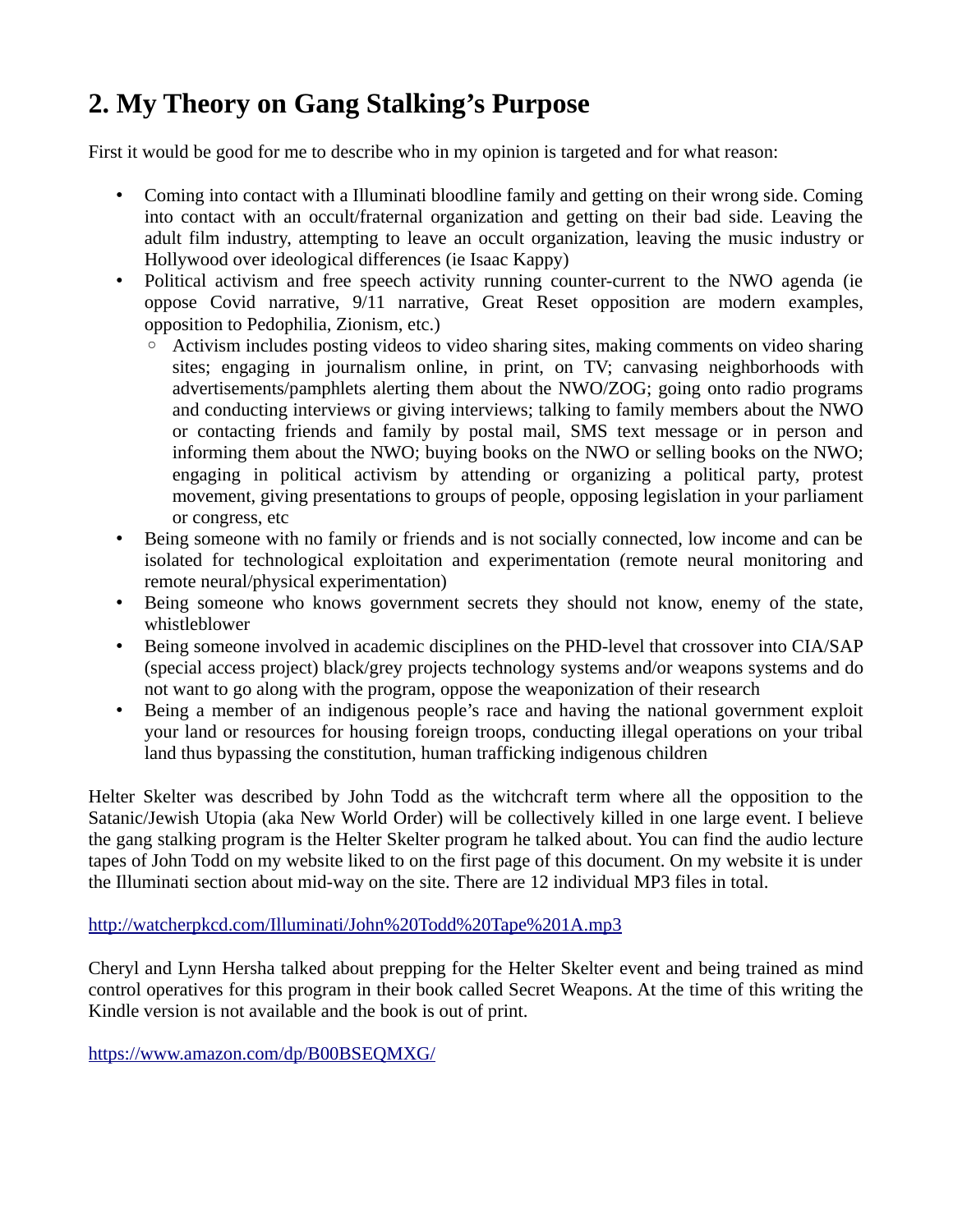## 2. My Theory on Gang Stalking's Purpose

First it would be good for me to describe who in my opinion is targeted and for what reason:

- Coming into contact with a Illuminati bloodline family and getting on their wrong side. Coming into contact with an occult/fraternal organization and getting on their bad side. Leaving the adult film industry, attempting to leave an occult organization, leaving the music industry or Hollywood over ideological differences (ie Isaac Kappy)
- Political activism and free speech activity running counter-current to the NWO agenda (ie oppose Covid narrative, 9/11 narrative, Great Reset opposition are modern examples, opposition to Pedophilia, Zionism, etc.)
  - Activism includes posting videos to video sharing sites, making comments on video sharing sites; engaging in journalism online, in print, on TV; canvasing neighborhoods with advertisements/pamphlets alerting them about the NWO/ZOG; going onto radio programs and conducting interviews or giving interviews; talking to family members about the NWO or contacting friends and family by postal mail, SMS text message or in person and informing them about the NWO; buying books on the NWO or selling books on the NWO; engaging in political activism by attending or organizing a political party, protest movement, giving presentations to groups of people, opposing legislation in your parliament or congress, etc
- Being someone with no family or friends and is not socially connected, low income and can be isolated for technological exploitation and experimentation (remote neural monitoring and remote neural/physical experimentation)
- Being someone who knows government secrets they should not know, enemy of the state, whistleblower
- Being someone involved in academic disciplines on the PHD-level that crossover into CIA/SAP (special access project) black/grey projects technology systems and/or weapons systems and do not want to go along with the program, oppose the weaponization of their research
- Being a member of an indigenous people's race and having the national government exploit your land or resources for housing foreign troops, conducting illegal operations on your tribal land thus bypassing the constitution, human trafficking indigenous children

Helter Skelter was described by John Todd as the witchcraft term where all the opposition to the Satanic/Jewish Utopia (aka New World Order) will be collectively killed in one large event. I believe the gang stalking program is the Helter Skelter program he talked about. You can find the audio lecture tapes of John Todd on my website liked to on the first page of this document. On my website it is under the Illuminati section about mid-way on the site. There are 12 individual MP3 files in total.

http://watcherpkcd.com/Illuminati/John%20Todd%20Tape%201A.mp3

Cheryl and Lynn Hersha talked about prepping for the Helter Skelter event and being trained as mind control operatives for this program in their book called Secret Weapons. At the time of this writing the Kindle version is not available and the book is out of print.

https://www.amazon.com/dp/B00BSEQMXG/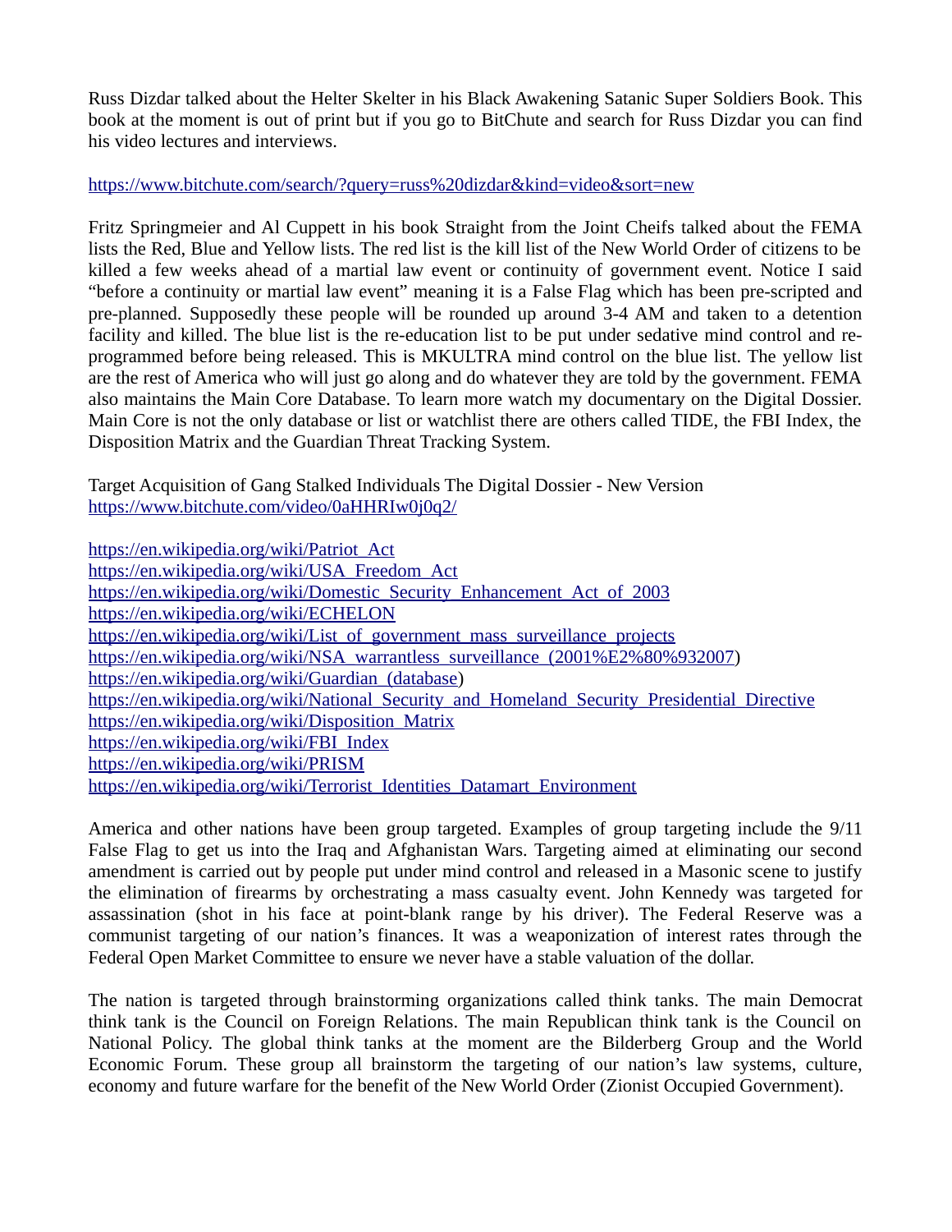Russ Dizdar talked about the Helter Skelter in his Black Awakening Satanic Super Soldiers Book. This book at the moment is out of print but if you go to BitChute and search for Russ Dizdar you can find his video lectures and interviews.

https://www.bitchute.com/search/?query=russ%20dizdar&kind=video&sort=new

Fritz Springmeier and Al Cuppett in his book Straight from the Joint Cheifs talked about the FEMA lists the Red, Blue and Yellow lists. The red list is the kill list of the New World Order of citizens to be killed a few weeks ahead of a martial law event or continuity of government event. Notice I said "before a continuity or martial law event" meaning it is a False Flag which has been pre-scripted and pre-planned. Supposedly these people will be rounded up around 3-4 AM and taken to a detention facility and killed. The blue list is the re-education list to be put under sedative mind control and re-programmed before being released. This is MKULTRA mind control on the blue list. The yellow list are the rest of America who will just go along and do whatever they are told by the government. FEMA also maintains the Main Core Database. To learn more watch my documentary on the Digital Dossier. Main Core is not the only database or list or watchlist there are others called TIDE, the FBI Index, the Disposition Matrix and the Guardian Threat Tracking System.

Target Acquisition of Gang Stalked Individuals The Digital Dossier - New Version
https://www.bitchute.com/video/0aHHRIw0j0q2/

https://en.wikipedia.org/wiki/Patriot_Act
https://en.wikipedia.org/wiki/USA_Freedom_Act
https://en.wikipedia.org/wiki/Domestic_Security_Enhancement_Act_of_2003
https://en.wikipedia.org/wiki/ECHELON
https://en.wikipedia.org/wiki/List_of_government_mass_surveillance_projects
https://en.wikipedia.org/wiki/NSA_warrantless_surveillance_(2001%E2%80%932007)
https://en.wikipedia.org/wiki/Guardian_(database)
https://en.wikipedia.org/wiki/National_Security_and_Homeland_Security_Presidential_Directive
https://en.wikipedia.org/wiki/Disposition_Matrix
https://en.wikipedia.org/wiki/FBI_Index
https://en.wikipedia.org/wiki/PRISM
https://en.wikipedia.org/wiki/Terrorist_Identities_Datamart_Environment

America and other nations have been group targeted. Examples of group targeting include the 9/11 False Flag to get us into the Iraq and Afghanistan Wars. Targeting aimed at eliminating our second amendment is carried out by people put under mind control and released in a Masonic scene to justify the elimination of firearms by orchestrating a mass casualty event. John Kennedy was targeted for assassination (shot in his face at point-blank range by his driver). The Federal Reserve was a communist targeting of our nation's finances. It was a weaponization of interest rates through the Federal Open Market Committee to ensure we never have a stable valuation of the dollar.

The nation is targeted through brainstorming organizations called think tanks. The main Democrat think tank is the Council on Foreign Relations. The main Republican think tank is the Council on National Policy. The global think tanks at the moment are the Bilderberg Group and the World Economic Forum. These group all brainstorm the targeting of our nation's law systems, culture, economy and future warfare for the benefit of the New World Order (Zionist Occupied Government).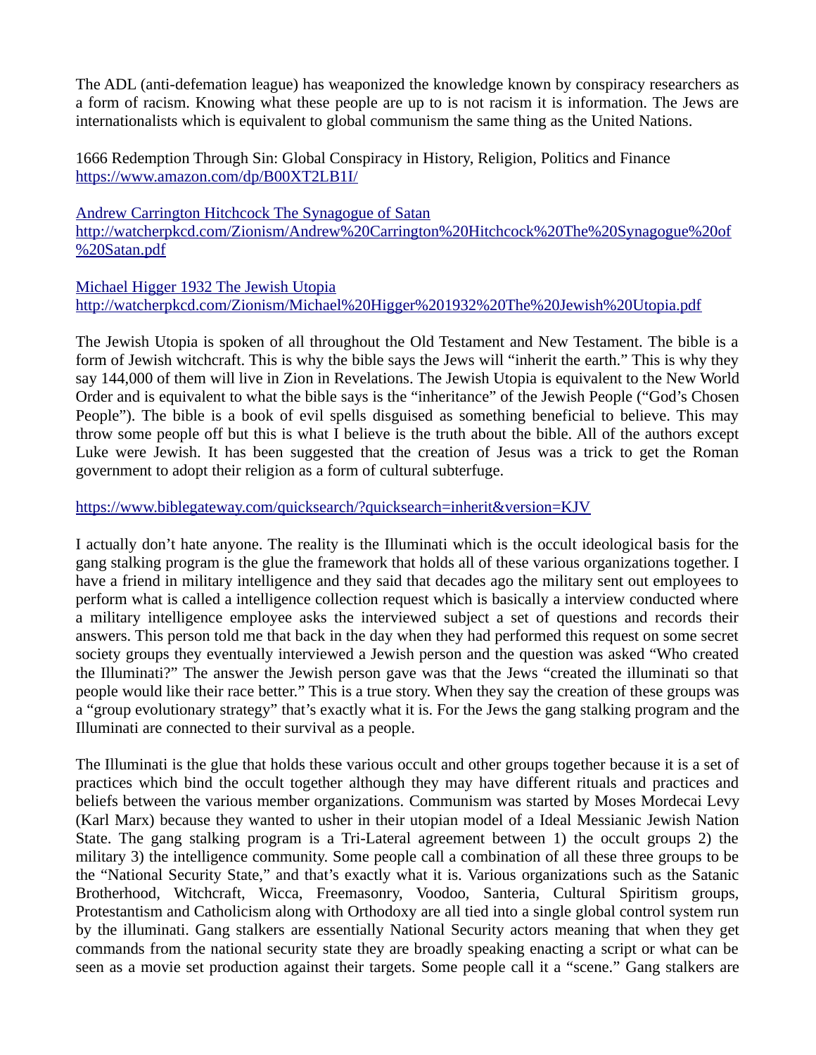The ADL (anti-defemation league) has weaponized the knowledge known by conspiracy researchers as a form of racism. Knowing what these people are up to is not racism it is information. The Jews are internationalists which is equivalent to global communism the same thing as the United Nations.

1666 Redemption Through Sin: Global Conspiracy in History, Religion, Politics and Finance
https://www.amazon.com/dp/B00XT2LB1I/

Andrew Carrington Hitchcock The Synagogue of Satan
http://watcherpkcd.com/Zionism/Andrew%20Carrington%20Hitchcock%20The%20Synagogue%20of%20Satan.pdf

Michael Higger 1932 The Jewish Utopia
http://watcherpkcd.com/Zionism/Michael%20Higger%201932%20The%20Jewish%20Utopia.pdf

The Jewish Utopia is spoken of all throughout the Old Testament and New Testament. The bible is a form of Jewish witchcraft. This is why the bible says the Jews will "inherit the earth." This is why they say 144,000 of them will live in Zion in Revelations. The Jewish Utopia is equivalent to the New World Order and is equivalent to what the bible says is the "inheritance" of the Jewish People ("God's Chosen People"). The bible is a book of evil spells disguised as something beneficial to believe. This may throw some people off but this is what I believe is the truth about the bible. All of the authors except Luke were Jewish. It has been suggested that the creation of Jesus was a trick to get the Roman government to adopt their religion as a form of cultural subterfuge.

https://www.biblegateway.com/quicksearch/?quicksearch=inherit&version=KJV

I actually don't hate anyone. The reality is the Illuminati which is the occult ideological basis for the gang stalking program is the glue the framework that holds all of these various organizations together. I have a friend in military intelligence and they said that decades ago the military sent out employees to perform what is called a intelligence collection request which is basically a interview conducted where a military intelligence employee asks the interviewed subject a set of questions and records their answers. This person told me that back in the day when they had performed this request on some secret society groups they eventually interviewed a Jewish person and the question was asked "Who created the Illuminati?" The answer the Jewish person gave was that the Jews "created the illuminati so that people would like their race better." This is a true story. When they say the creation of these groups was a "group evolutionary strategy" that's exactly what it is. For the Jews the gang stalking program and the Illuminati are connected to their survival as a people.

The Illuminati is the glue that holds these various occult and other groups together because it is a set of practices which bind the occult together although they may have different rituals and practices and beliefs between the various member organizations. Communism was started by Moses Mordecai Levy (Karl Marx) because they wanted to usher in their utopian model of a Ideal Messianic Jewish Nation State. The gang stalking program is a Tri-Lateral agreement between 1) the occult groups 2) the military 3) the intelligence community. Some people call a combination of all these three groups to be the "National Security State," and that's exactly what it is. Various organizations such as the Satanic Brotherhood, Witchcraft, Wicca, Freemasonry, Voodoo, Santeria, Cultural Spiritism groups, Protestantism and Catholicism along with Orthodoxy are all tied into a single global control system run by the illuminati. Gang stalkers are essentially National Security actors meaning that when they get commands from the national security state they are broadly speaking enacting a script or what can be seen as a movie set production against their targets. Some people call it a "scene." Gang stalkers are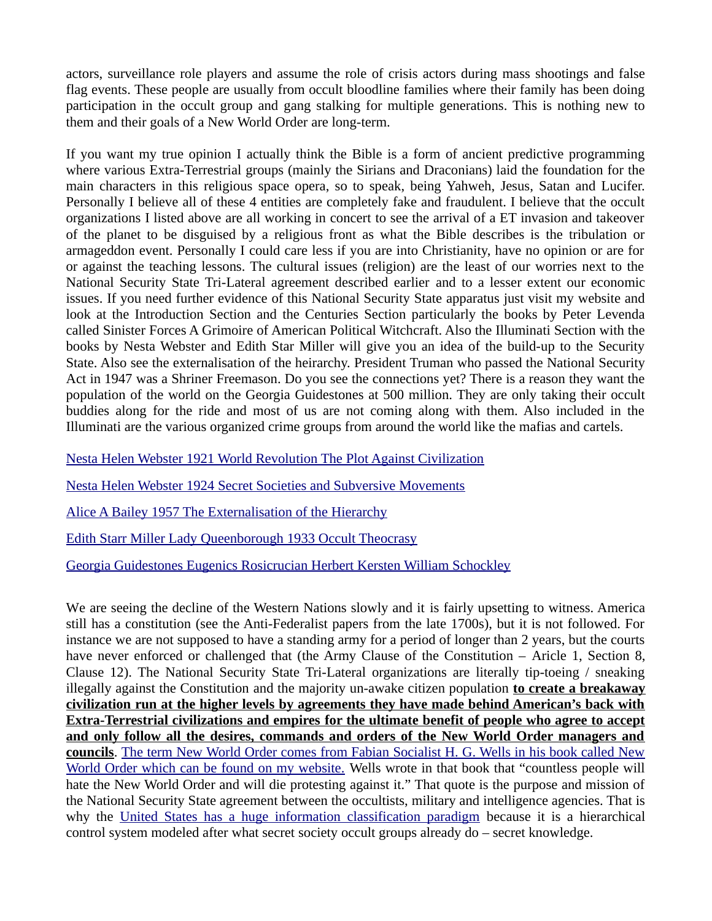actors, surveillance role players and assume the role of crisis actors during mass shootings and false flag events. These people are usually from occult bloodline families where their family has been doing participation in the occult group and gang stalking for multiple generations. This is nothing new to them and their goals of a New World Order are long-term.

If you want my true opinion I actually think the Bible is a form of ancient predictive programming where various Extra-Terrestrial groups (mainly the Sirians and Draconians) laid the foundation for the main characters in this religious space opera, so to speak, being Yahweh, Jesus, Satan and Lucifer. Personally I believe all of these 4 entities are completely fake and fraudulent. I believe that the occult organizations I listed above are all working in concert to see the arrival of a ET invasion and takeover of the planet to be disguised by a religious front as what the Bible describes is the tribulation or armageddon event. Personally I could care less if you are into Christianity, have no opinion or are for or against the teaching lessons. The cultural issues (religion) are the least of our worries next to the National Security State Tri-Lateral agreement described earlier and to a lesser extent our economic issues. If you need further evidence of this National Security State apparatus just visit my website and look at the Introduction Section and the Centuries Section particularly the books by Peter Levenda called Sinister Forces A Grimoire of American Political Witchcraft. Also the Illuminati Section with the books by Nesta Webster and Edith Star Miller will give you an idea of the build-up to the Security State. Also see the externalisation of the heirarchy. President Truman who passed the National Security Act in 1947 was a Shriner Freemason. Do you see the connections yet? There is a reason they want the population of the world on the Georgia Guidestones at 500 million. They are only taking their occult buddies along for the ride and most of us are not coming along with them. Also included in the Illuminati are the various organized crime groups from around the world like the mafias and cartels.

Nesta Helen Webster 1921 World Revolution The Plot Against Civilization

Nesta Helen Webster 1924 Secret Societies and Subversive Movements

Alice A Bailey 1957 The Externalisation of the Hierarchy

Edith Starr Miller Lady Queenborough 1933 Occult Theocrasy

Georgia Guidestones Eugenics Rosicrucian Herbert Kersten William Schockley

We are seeing the decline of the Western Nations slowly and it is fairly upsetting to witness. America still has a constitution (see the Anti-Federalist papers from the late 1700s), but it is not followed. For instance we are not supposed to have a standing army for a period of longer than 2 years, but the courts have never enforced or challenged that (the Army Clause of the Constitution – Aricle 1, Section 8, Clause 12). The National Security State Tri-Lateral organizations are literally tip-toeing / sneaking illegally against the Constitution and the majority un-awake citizen population **to create a breakaway civilization run at the higher levels by agreements they have made behind American's back with Extra-Terrestrial civilizations and empires for the ultimate benefit of people who agree to accept and only follow all the desires, commands and orders of the New World Order managers and councils**. The term New World Order comes from Fabian Socialist H. G. Wells in his book called New World Order which can be found on my website. Wells wrote in that book that "countless people will hate the New World Order and will die protesting against it." That quote is the purpose and mission of the National Security State agreement between the occultists, military and intelligence agencies. That is why the United States has a huge information classification paradigm because it is a hierarchical control system modeled after what secret society occult groups already do – secret knowledge.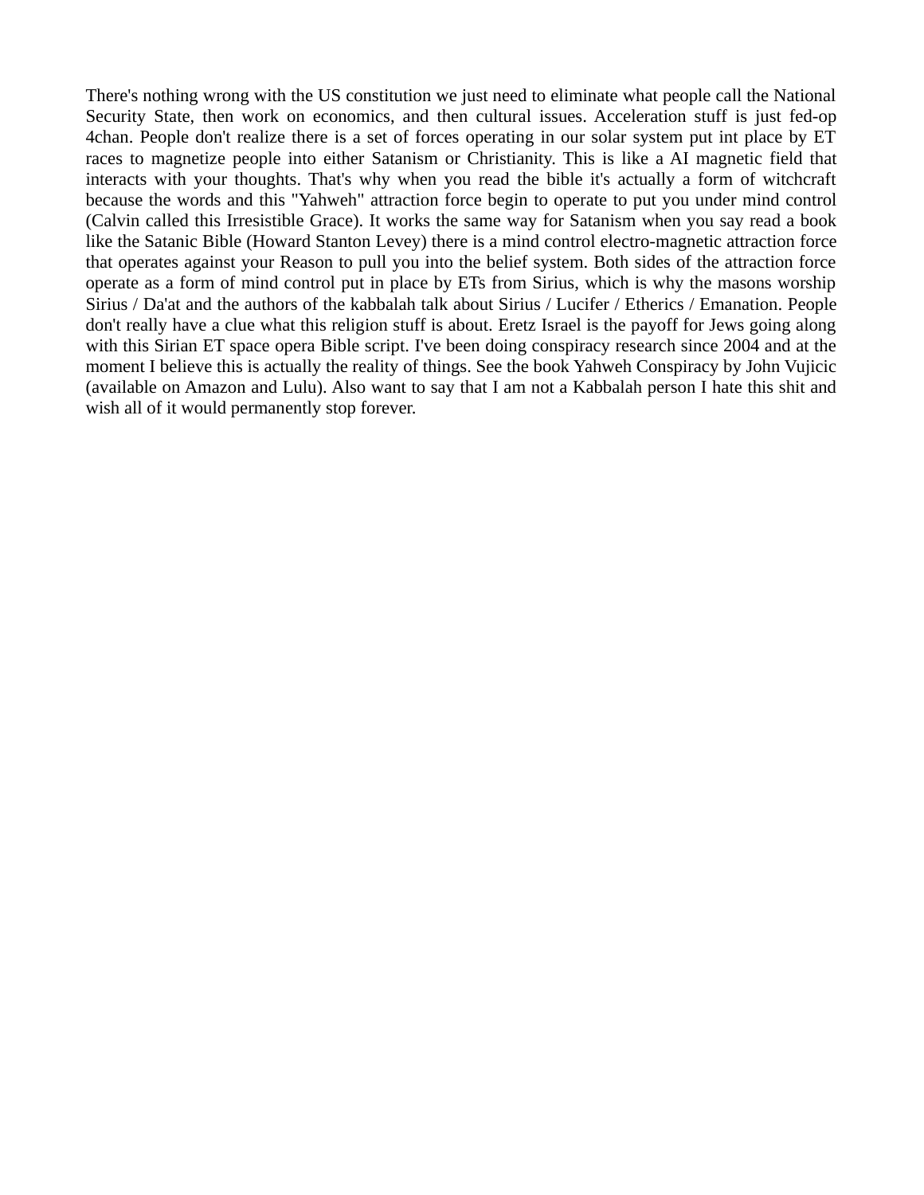There's nothing wrong with the US constitution we just need to eliminate what people call the National Security State, then work on economics, and then cultural issues. Acceleration stuff is just fed-op 4chan. People don't realize there is a set of forces operating in our solar system put int place by ET races to magnetize people into either Satanism or Christianity. This is like a AI magnetic field that interacts with your thoughts. That's why when you read the bible it's actually a form of witchcraft because the words and this "Yahweh" attraction force begin to operate to put you under mind control (Calvin called this Irresistible Grace). It works the same way for Satanism when you say read a book like the Satanic Bible (Howard Stanton Levey) there is a mind control electro-magnetic attraction force that operates against your Reason to pull you into the belief system. Both sides of the attraction force operate as a form of mind control put in place by ETs from Sirius, which is why the masons worship Sirius / Da'at and the authors of the kabbalah talk about Sirius / Lucifer / Etherics / Emanation. People don't really have a clue what this religion stuff is about. Eretz Israel is the payoff for Jews going along with this Sirian ET space opera Bible script. I've been doing conspiracy research since 2004 and at the moment I believe this is actually the reality of things. See the book Yahweh Conspiracy by John Vujicic (available on Amazon and Lulu). Also want to say that I am not a Kabbalah person I hate this shit and wish all of it would permanently stop forever.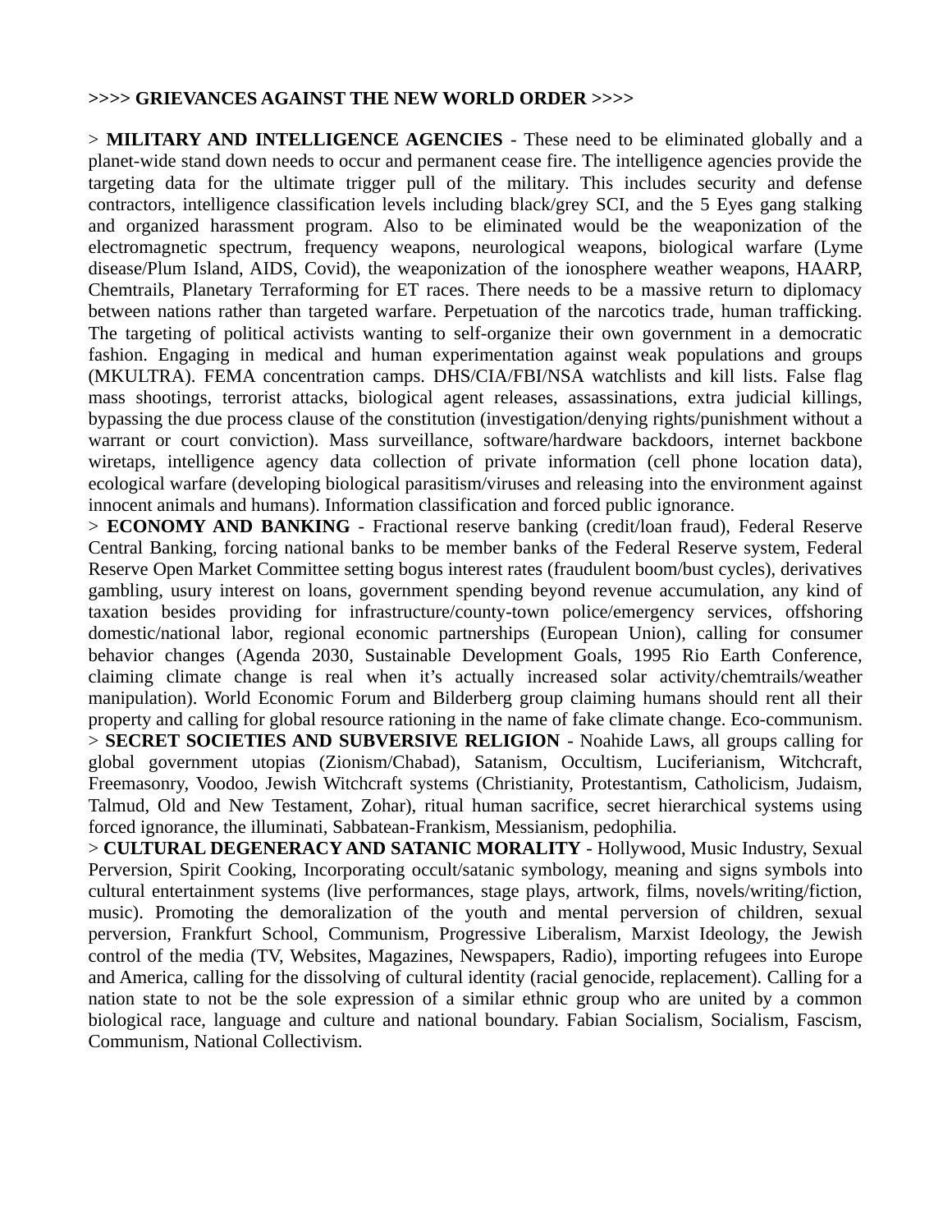**>>>> GRIEVANCES AGAINST THE NEW WORLD ORDER >>>>**

> **MILITARY AND INTELLIGENCE AGENCIES** - These need to be eliminated globally and a planet-wide stand down needs to occur and permanent cease fire. The intelligence agencies provide the targeting data for the ultimate trigger pull of the military. This includes security and defense contractors, intelligence classification levels including black/grey SCI, and the 5 Eyes gang stalking and organized harassment program. Also to be eliminated would be the weaponization of the electromagnetic spectrum, frequency weapons, neurological weapons, biological warfare (Lyme disease/Plum Island, AIDS, Covid), the weaponization of the ionosphere weather weapons, HAARP, Chemtrails, Planetary Terraforming for ET races. There needs to be a massive return to diplomacy between nations rather than targeted warfare. Perpetuation of the narcotics trade, human trafficking. The targeting of political activists wanting to self-organize their own government in a democratic fashion. Engaging in medical and human experimentation against weak populations and groups (MKULTRA). FEMA concentration camps. DHS/CIA/FBI/NSA watchlists and kill lists. False flag mass shootings, terrorist attacks, biological agent releases, assassinations, extra judicial killings, bypassing the due process clause of the constitution (investigation/denying rights/punishment without a warrant or court conviction). Mass surveillance, software/hardware backdoors, internet backbone wiretaps, intelligence agency data collection of private information (cell phone location data), ecological warfare (developing biological parasitism/viruses and releasing into the environment against innocent animals and humans). Information classification and forced public ignorance.

> **ECONOMY AND BANKING** - Fractional reserve banking (credit/loan fraud), Federal Reserve Central Banking, forcing national banks to be member banks of the Federal Reserve system, Federal Reserve Open Market Committee setting bogus interest rates (fraudulent boom/bust cycles), derivatives gambling, usury interest on loans, government spending beyond revenue accumulation, any kind of taxation besides providing for infrastructure/county-town police/emergency services, offshoring domestic/national labor, regional economic partnerships (European Union), calling for consumer behavior changes (Agenda 2030, Sustainable Development Goals, 1995 Rio Earth Conference, claiming climate change is real when it's actually increased solar activity/chemtrails/weather manipulation). World Economic Forum and Bilderberg group claiming humans should rent all their property and calling for global resource rationing in the name of fake climate change. Eco-communism.

> **SECRET SOCIETIES AND SUBVERSIVE RELIGION** - Noahide Laws, all groups calling for global government utopias (Zionism/Chabad), Satanism, Occultism, Luciferianism, Witchcraft, Freemasonry, Voodoo, Jewish Witchcraft systems (Christianity, Protestantism, Catholicism, Judaism, Talmud, Old and New Testament, Zohar), ritual human sacrifice, secret hierarchical systems using forced ignorance, the illuminati, Sabbatean-Frankism, Messianism, pedophilia.

> **CULTURAL DEGENERACY AND SATANIC MORALITY** - Hollywood, Music Industry, Sexual Perversion, Spirit Cooking, Incorporating occult/satanic symbology, meaning and signs symbols into cultural entertainment systems (live performances, stage plays, artwork, films, novels/writing/fiction, music). Promoting the demoralization of the youth and mental perversion of children, sexual perversion, Frankfurt School, Communism, Progressive Liberalism, Marxist Ideology, the Jewish control of the media (TV, Websites, Magazines, Newspapers, Radio), importing refugees into Europe and America, calling for the dissolving of cultural identity (racial genocide, replacement). Calling for a nation state to not be the sole expression of a similar ethnic group who are united by a common biological race, language and culture and national boundary. Fabian Socialism, Socialism, Fascism, Communism, National Collectivism.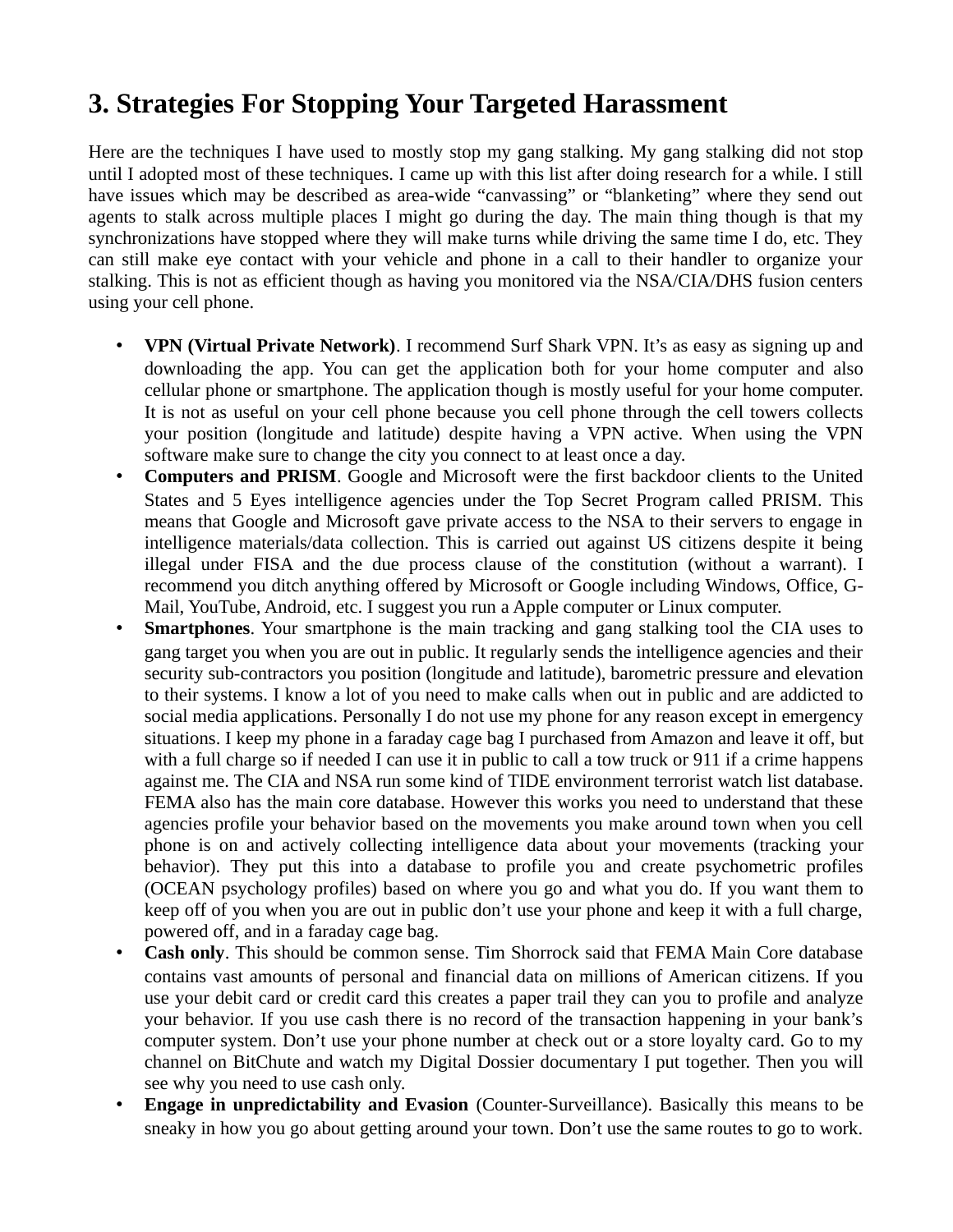## 3. Strategies For Stopping Your Targeted Harassment

Here are the techniques I have used to mostly stop my gang stalking. My gang stalking did not stop until I adopted most of these techniques. I came up with this list after doing research for a while. I still have issues which may be described as area-wide "canvassing" or "blanketing" where they send out agents to stalk across multiple places I might go during the day. The main thing though is that my synchronizations have stopped where they will make turns while driving the same time I do, etc. They can still make eye contact with your vehicle and phone in a call to their handler to organize your stalking. This is not as efficient though as having you monitored via the NSA/CIA/DHS fusion centers using your cell phone.

- **VPN (Virtual Private Network)**. I recommend Surf Shark VPN. It's as easy as signing up and downloading the app. You can get the application both for your home computer and also cellular phone or smartphone. The application though is mostly useful for your home computer. It is not as useful on your cell phone because you cell phone through the cell towers collects your position (longitude and latitude) despite having a VPN active. When using the VPN software make sure to change the city you connect to at least once a day.
- **Computers and PRISM**. Google and Microsoft were the first backdoor clients to the United States and 5 Eyes intelligence agencies under the Top Secret Program called PRISM. This means that Google and Microsoft gave private access to the NSA to their servers to engage in intelligence materials/data collection. This is carried out against US citizens despite it being illegal under FISA and the due process clause of the constitution (without a warrant). I recommend you ditch anything offered by Microsoft or Google including Windows, Office, G-Mail, YouTube, Android, etc. I suggest you run a Apple computer or Linux computer.
- **Smartphones**. Your smartphone is the main tracking and gang stalking tool the CIA uses to gang target you when you are out in public. It regularly sends the intelligence agencies and their security sub-contractors you position (longitude and latitude), barometric pressure and elevation to their systems. I know a lot of you need to make calls when out in public and are addicted to social media applications. Personally I do not use my phone for any reason except in emergency situations. I keep my phone in a faraday cage bag I purchased from Amazon and leave it off, but with a full charge so if needed I can use it in public to call a tow truck or 911 if a crime happens against me. The CIA and NSA run some kind of TIDE environment terrorist watch list database. FEMA also has the main core database. However this works you need to understand that these agencies profile your behavior based on the movements you make around town when you cell phone is on and actively collecting intelligence data about your movements (tracking your behavior). They put this into a database to profile you and create psychometric profiles (OCEAN psychology profiles) based on where you go and what you do. If you want them to keep off of you when you are out in public don't use your phone and keep it with a full charge, powered off, and in a faraday cage bag.
- **Cash only**. This should be common sense. Tim Shorrock said that FEMA Main Core database contains vast amounts of personal and financial data on millions of American citizens. If you use your debit card or credit card this creates a paper trail they can you to profile and analyze your behavior. If you use cash there is no record of the transaction happening in your bank's computer system. Don't use your phone number at check out or a store loyalty card. Go to my channel on BitChute and watch my Digital Dossier documentary I put together. Then you will see why you need to use cash only.
- **Engage in unpredictability and Evasion** (Counter-Surveillance). Basically this means to be sneaky in how you go about getting around your town. Don't use the same routes to go to work.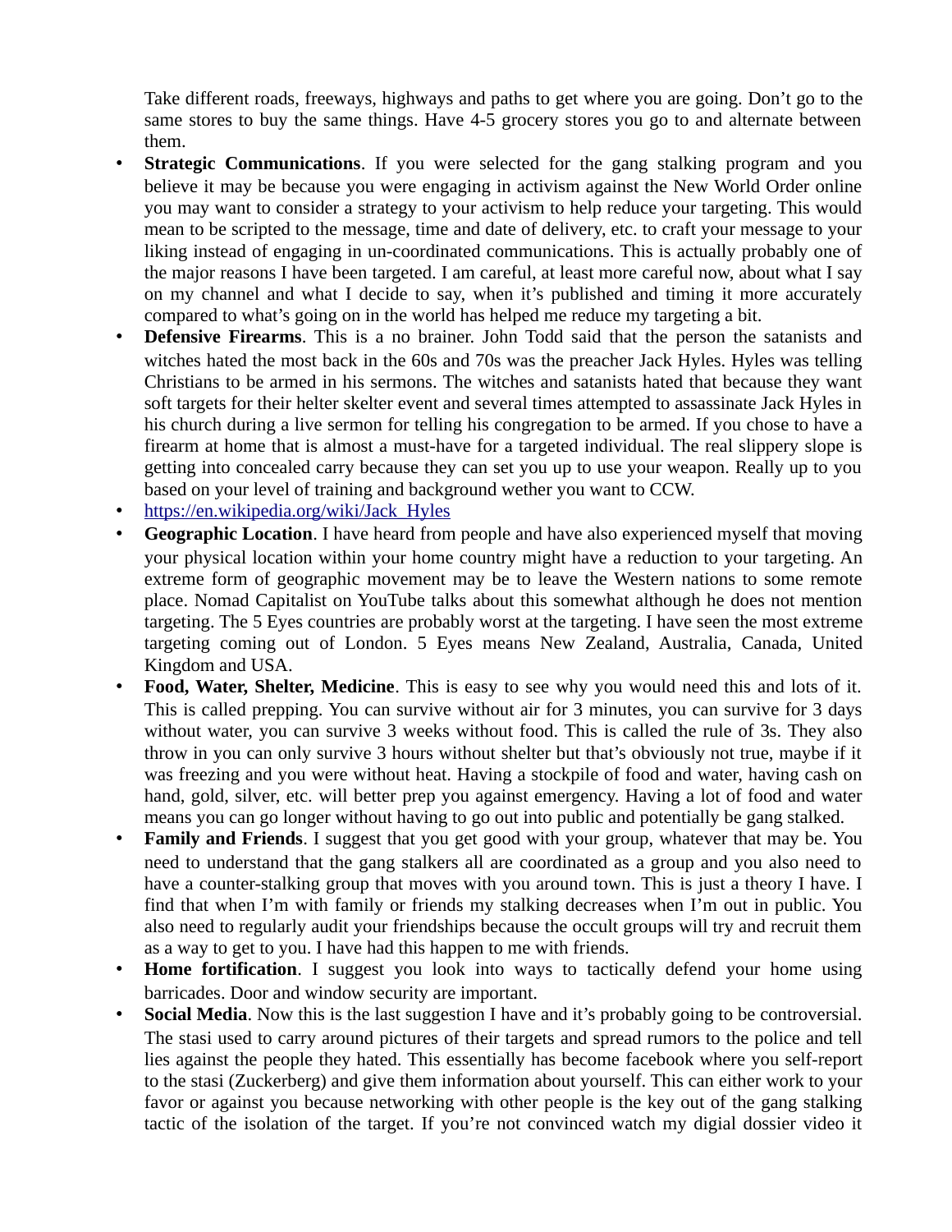Take different roads, freeways, highways and paths to get where you are going. Don't go to the same stores to buy the same things. Have 4-5 grocery stores you go to and alternate between them.

- **Strategic Communications**. If you were selected for the gang stalking program and you believe it may be because you were engaging in activism against the New World Order online you may want to consider a strategy to your activism to help reduce your targeting. This would mean to be scripted to the message, time and date of delivery, etc. to craft your message to your liking instead of engaging in un-coordinated communications. This is actually probably one of the major reasons I have been targeted. I am careful, at least more careful now, about what I say on my channel and what I decide to say, when it's published and timing it more accurately compared to what's going on in the world has helped me reduce my targeting a bit.
- **Defensive Firearms**. This is a no brainer. John Todd said that the person the satanists and witches hated the most back in the 60s and 70s was the preacher Jack Hyles. Hyles was telling Christians to be armed in his sermons. The witches and satanists hated that because they want soft targets for their helter skelter event and several times attempted to assassinate Jack Hyles in his church during a live sermon for telling his congregation to be armed. If you chose to have a firearm at home that is almost a must-have for a targeted individual. The real slippery slope is getting into concealed carry because they can set you up to use your weapon. Really up to you based on your level of training and background wether you want to CCW.
- https://en.wikipedia.org/wiki/Jack_Hyles
- **Geographic Location**. I have heard from people and have also experienced myself that moving your physical location within your home country might have a reduction to your targeting. An extreme form of geographic movement may be to leave the Western nations to some remote place. Nomad Capitalist on YouTube talks about this somewhat although he does not mention targeting. The 5 Eyes countries are probably worst at the targeting. I have seen the most extreme targeting coming out of London. 5 Eyes means New Zealand, Australia, Canada, United Kingdom and USA.
- **Food, Water, Shelter, Medicine**. This is easy to see why you would need this and lots of it. This is called prepping. You can survive without air for 3 minutes, you can survive for 3 days without water, you can survive 3 weeks without food. This is called the rule of 3s. They also throw in you can only survive 3 hours without shelter but that's obviously not true, maybe if it was freezing and you were without heat. Having a stockpile of food and water, having cash on hand, gold, silver, etc. will better prep you against emergency. Having a lot of food and water means you can go longer without having to go out into public and potentially be gang stalked.
- **Family and Friends**. I suggest that you get good with your group, whatever that may be. You need to understand that the gang stalkers all are coordinated as a group and you also need to have a counter-stalking group that moves with you around town. This is just a theory I have. I find that when I'm with family or friends my stalking decreases when I'm out in public. You also need to regularly audit your friendships because the occult groups will try and recruit them as a way to get to you. I have had this happen to me with friends.
- **Home fortification**. I suggest you look into ways to tactically defend your home using barricades. Door and window security are important.
- **Social Media**. Now this is the last suggestion I have and it's probably going to be controversial. The stasi used to carry around pictures of their targets and spread rumors to the police and tell lies against the people they hated. This essentially has become facebook where you self-report to the stasi (Zuckerberg) and give them information about yourself. This can either work to your favor or against you because networking with other people is the key out of the gang stalking tactic of the isolation of the target. If you're not convinced watch my digial dossier video it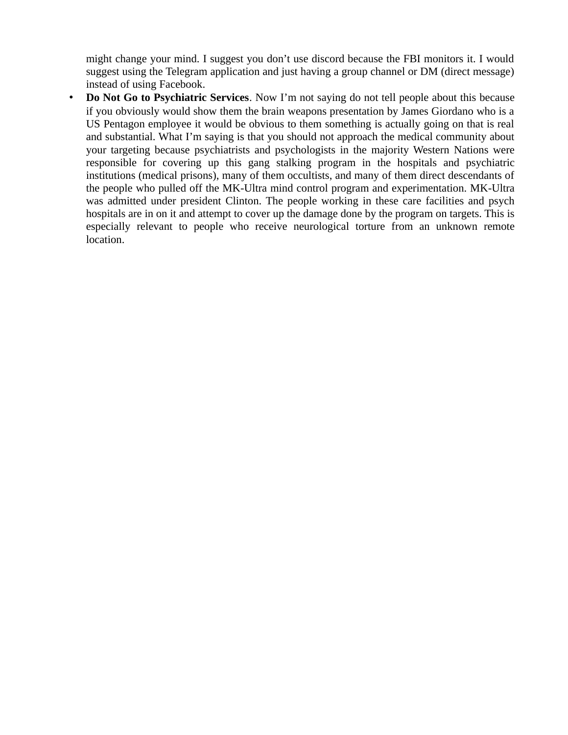might change your mind. I suggest you don't use discord because the FBI monitors it. I would suggest using the Telegram application and just having a group channel or DM (direct message) instead of using Facebook.

- **Do Not Go to Psychiatric Services**. Now I'm not saying do not tell people about this because if you obviously would show them the brain weapons presentation by James Giordano who is a US Pentagon employee it would be obvious to them something is actually going on that is real and substantial. What I'm saying is that you should not approach the medical community about your targeting because psychiatrists and psychologists in the majority Western Nations were responsible for covering up this gang stalking program in the hospitals and psychiatric institutions (medical prisons), many of them occultists, and many of them direct descendants of the people who pulled off the MK-Ultra mind control program and experimentation. MK-Ultra was admitted under president Clinton. The people working in these care facilities and psych hospitals are in on it and attempt to cover up the damage done by the program on targets. This is especially relevant to people who receive neurological torture from an unknown remote location.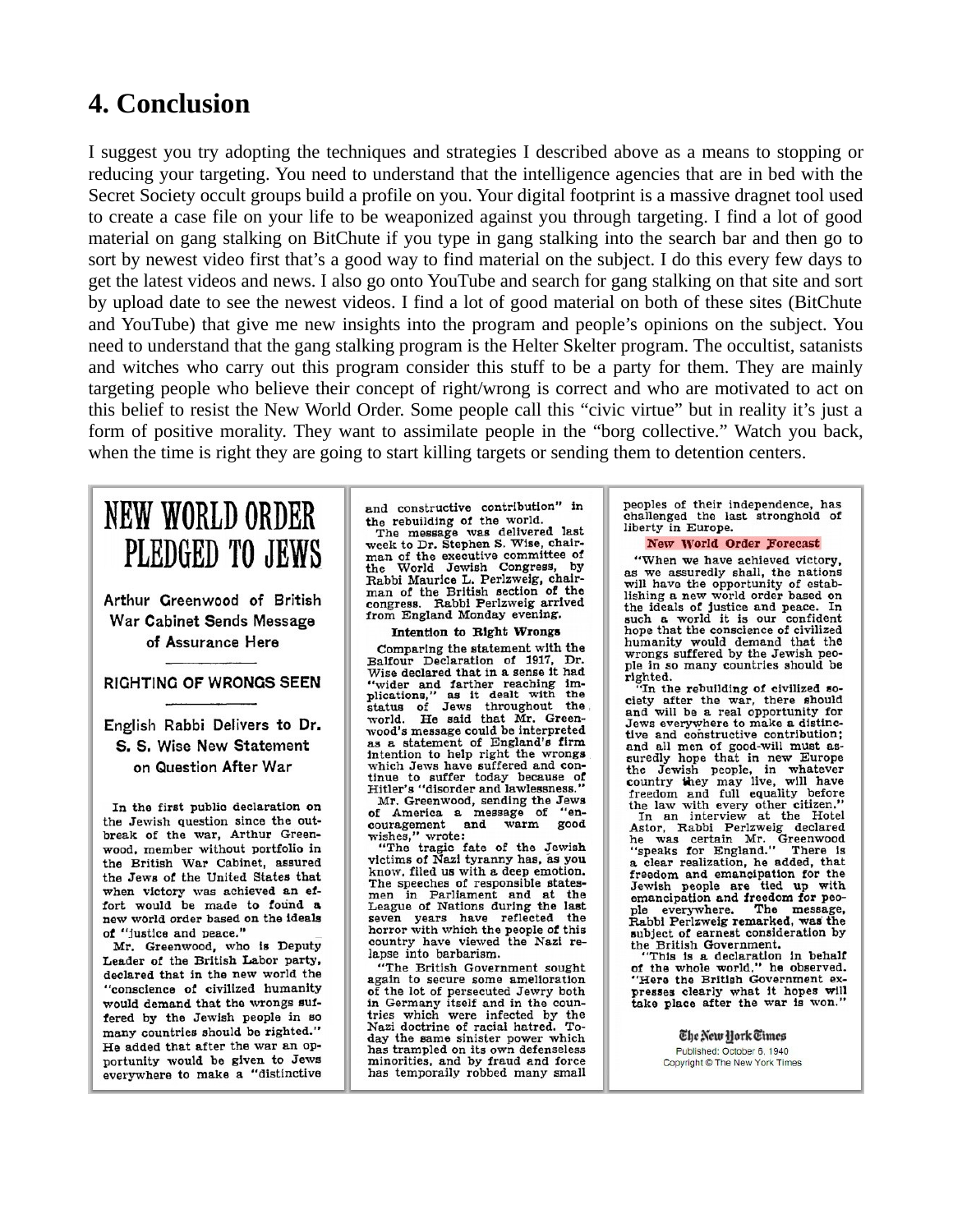## 4. Conclusion

I suggest you try adopting the techniques and strategies I described above as a means to stopping or reducing your targeting. You need to understand that the intelligence agencies that are in bed with the Secret Society occult groups build a profile on you. Your digital footprint is a massive dragnet tool used to create a case file on your life to be weaponized against you through targeting. I find a lot of good material on gang stalking on BitChute if you type in gang stalking into the search bar and then go to sort by newest video first that's a good way to find material on the subject. I do this every few days to get the latest videos and news. I also go onto YouTube and search for gang stalking on that site and sort by upload date to see the newest videos. I find a lot of good material on both of these sites (BitChute and YouTube) that give me new insights into the program and people's opinions on the subject. You need to understand that the gang stalking program is the Helter Skelter program. The occultist, satanists and witches who carry out this program consider this stuff to be a party for them. They are mainly targeting people who believe their concept of right/wrong is correct and who are motivated to act on this belief to resist the New World Order. Some people call this "civic virtue" but in reality it's just a form of positive morality. They want to assimilate people in the "borg collective." Watch you back, when the time is right they are going to start killing targets or sending them to detention centers.

# NEW WORLD ORDER PLEDGED TO JEWS

### Arthur Greenwood of British War Cabinet Sends Message of Assurance Here

### RIGHTING OF WRONGS SEEN

### English Rabbi Delivers to Dr. S. S. Wise New Statement on Question After War

In the first public declaration on the Jewish question since the outbreak of the war, Arthur Greenwood, member without portfolio in the British War Cabinet, assured the Jews of the United States that when victory was achieved an effort would be made to found a new world order based on the ideals of "justice and peace."

Mr. Greenwood, who is Deputy Leader of the British Labor party, declared that in the new world the "conscience of civilized humanity would demand that the wrongs suffered by the Jewish people in so many countries should be righted." He added that after the war an opportunity would be given to Jews everywhere to make a "distinctive and constructive contribution" in the rebuilding of the world.

The message was delivered last week to Dr. Stephen S. Wise, chairman of the executive committee of the World Jewish Congress, by Rabbi Maurice L. Perlzweig, chairman of the British section of the congress. Rabbi Perlzweig arrived from England Monday evening.

**Intention to Right Wrongs**

Comparing the statement with the Balfour Declaration of 1917, Dr. Wise declared that in a sense it had "wider and farther reaching implications," as it dealt with the status of Jews throughout the world. He said that Mr. Greenwood's message could be interpreted as a statement of England's firm intention to help right the wrongs which Jews have suffered and continue to suffer today because of Hitler's "disorder and lawlessness."

Mr. Greenwood, sending the Jews of America a message of "encouragement and warm good wishes," wrote:

"The tragic fate of the Jewish victims of Nazi tyranny has, as you know, filled us with a deep emotion. The speeches of responsible statesmen in Parliament and at the League of Nations during the last seven years have reflected the horror with which the people of this country have viewed the Nazi relapse into barbarism.

"The British Government sought again to secure some amelioration of the lot of persecuted Jewry both in Germany itself and in the countries which were infected by the Nazi doctrine of racial hatred. Today the same sinister power which has trampled on its own defenseless minorities, and by fraud and force has temporally robbed many small peoples of their independence, has challenged the last stronghold of liberty in Europe.

**New World Order Forecast**

"When we have achieved victory, as we assuredly shall, the nations will have the opportunity of establishing a new world order based on the ideals of justice and peace. In such a world it is our confident hope that the conscience of civilized humanity would demand that the wrongs suffered by the Jewish people in so many countries should be righted.

"In the rebuilding of civilized society after the war, there should and will be a real opportunity for Jews everywhere to make a distinctive and constructive contribution; and all men of good-will must assuredly hope that in new Europe the Jewish people, in whatever country they may live, will have freedom and full equality before the law with every other citizen."

In an interview at the Hotel Astor, Rabbi Perlzweig declared he was certain Mr. Greenwood "speaks for England." There is a clear realization, he added, that freedom and emancipation for the Jewish people are tied up with emancipation and freedom for people everywhere. The message, Rabbi Perlzweig remarked, was the subject of earnest consideration by the British Government.

"This is a declaration in behalf of the whole world," he observed. "Here the British Government expresses clearly what it hopes will take place after the war is won."

The New York Times
Published: October 6, 1940
Copyright © The New York Times